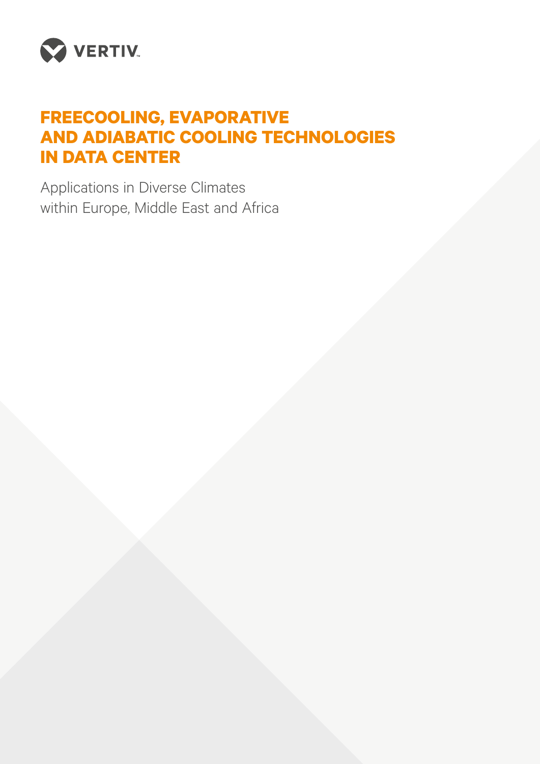VERTIV

# FREECOOLING, EVAPORATIVE AND ADIABATIC COOLING TECHNOLOGIES IN DATA CENTER

Applications in Diverse Climates
within Europe, Middle East and Africa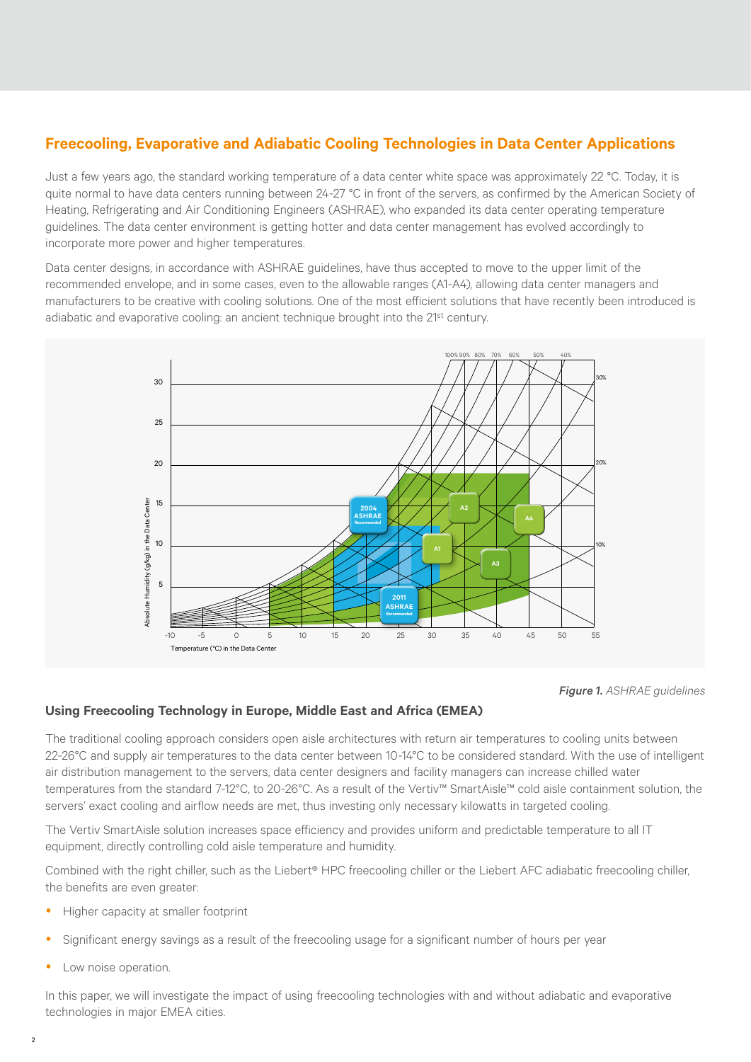## Freecooling, Evaporative and Adiabatic Cooling Technologies in Data Center Applications

Just a few years ago, the standard working temperature of a data center white space was approximately 22 °C. Today, it is quite normal to have data centers running between 24-27 °C in front of the servers, as confirmed by the American Society of Heating, Refrigerating and Air Conditioning Engineers (ASHRAE), who expanded its data center operating temperature guidelines. The data center environment is getting hotter and data center management has evolved accordingly to incorporate more power and higher temperatures.

Data center designs, in accordance with ASHRAE guidelines, have thus accepted to move to the upper limit of the recommended envelope, and in some cases, even to the allowable ranges (A1-A4), allowing data center managers and manufacturers to be creative with cooling solutions. One of the most efficient solutions that have recently been introduced is adiabatic and evaporative cooling: an ancient technique brought into the 21st century.

***Figure 1.*** *ASHRAE guidelines*

### Using Freecooling Technology in Europe, Middle East and Africa (EMEA)

The traditional cooling approach considers open aisle architectures with return air temperatures to cooling units between 22-26°C and supply air temperatures to the data center between 10-14°C to be considered standard. With the use of intelligent air distribution management to the servers, data center designers and facility managers can increase chilled water temperatures from the standard 7-12°C, to 20-26°C. As a result of the Vertiv™ SmartAisle™ cold aisle containment solution, the servers' exact cooling and airflow needs are met, thus investing only necessary kilowatts in targeted cooling.

The Vertiv SmartAisle solution increases space efficiency and provides uniform and predictable temperature to all IT equipment, directly controlling cold aisle temperature and humidity.

Combined with the right chiller, such as the Liebert® HPC freecooling chiller or the Liebert AFC adiabatic freecooling chiller, the benefits are even greater:

- Higher capacity at smaller footprint
- Significant energy savings as a result of the freecooling usage for a significant number of hours per year
- Low noise operation.

In this paper, we will investigate the impact of using freecooling technologies with and without adiabatic and evaporative technologies in major EMEA cities.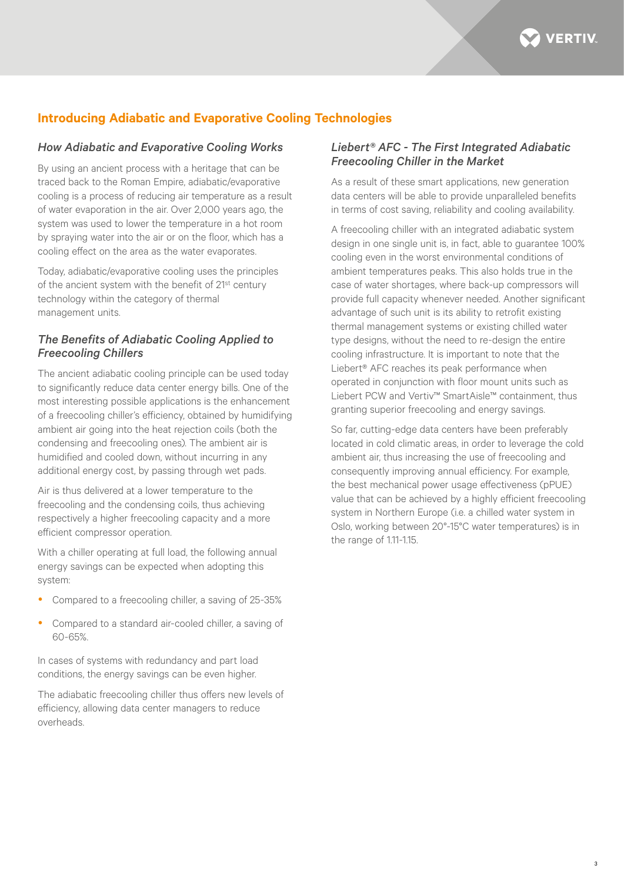## Introducing Adiabatic and Evaporative Cooling Technologies

### *How Adiabatic and Evaporative Cooling Works*

By using an ancient process with a heritage that can be traced back to the Roman Empire, adiabatic/evaporative cooling is a process of reducing air temperature as a result of water evaporation in the air. Over 2,000 years ago, the system was used to lower the temperature in a hot room by spraying water into the air or on the floor, which has a cooling effect on the area as the water evaporates.

Today, adiabatic/evaporative cooling uses the principles of the ancient system with the benefit of 21st century technology within the category of thermal management units.

### *The Benefits of Adiabatic Cooling Applied to Freecooling Chillers*

The ancient adiabatic cooling principle can be used today to significantly reduce data center energy bills. One of the most interesting possible applications is the enhancement of a freecooling chiller's efficiency, obtained by humidifying ambient air going into the heat rejection coils (both the condensing and freecooling ones). The ambient air is humidified and cooled down, without incurring in any additional energy cost, by passing through wet pads.

Air is thus delivered at a lower temperature to the freecooling and the condensing coils, thus achieving respectively a higher freecooling capacity and a more efficient compressor operation.

With a chiller operating at full load, the following annual energy savings can be expected when adopting this system:

- Compared to a freecooling chiller, a saving of 25-35%
- Compared to a standard air-cooled chiller, a saving of 60-65%.

In cases of systems with redundancy and part load conditions, the energy savings can be even higher.

The adiabatic freecooling chiller thus offers new levels of efficiency, allowing data center managers to reduce overheads.

### *Liebert® AFC - The First Integrated Adiabatic Freecooling Chiller in the Market*

As a result of these smart applications, new generation data centers will be able to provide unparalleled benefits in terms of cost saving, reliability and cooling availability.

A freecooling chiller with an integrated adiabatic system design in one single unit is, in fact, able to guarantee 100% cooling even in the worst environmental conditions of ambient temperatures peaks. This also holds true in the case of water shortages, where back-up compressors will provide full capacity whenever needed. Another significant advantage of such unit is its ability to retrofit existing thermal management systems or existing chilled water type designs, without the need to re-design the entire cooling infrastructure. It is important to note that the Liebert® AFC reaches its peak performance when operated in conjunction with floor mount units such as Liebert PCW and Vertiv™ SmartAisle™ containment, thus granting superior freecooling and energy savings.

So far, cutting-edge data centers have been preferably located in cold climatic areas, in order to leverage the cold ambient air, thus increasing the use of freecooling and consequently improving annual efficiency. For example, the best mechanical power usage effectiveness (pPUE) value that can be achieved by a highly efficient freecooling system in Northern Europe (i.e. a chilled water system in Oslo, working between 20°-15°C water temperatures) is in the range of 1.11-1.15.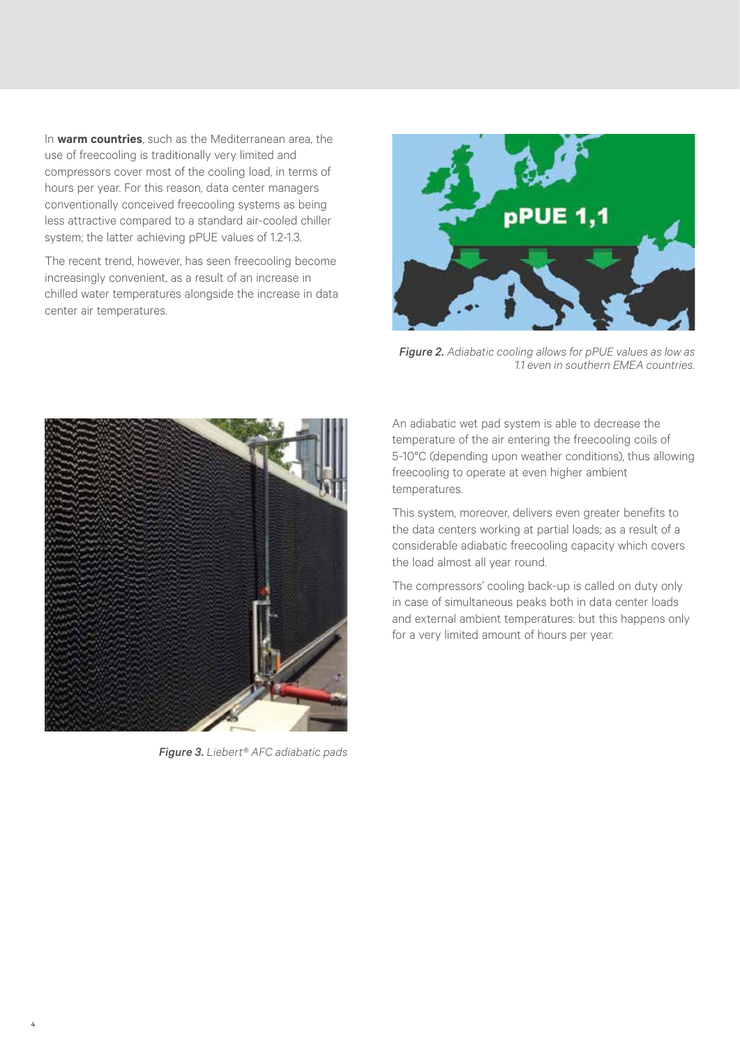In **warm countries**, such as the Mediterranean area, the use of freecooling is traditionally very limited and compressors cover most of the cooling load, in terms of hours per year. For this reason, data center managers conventionally conceived freecooling systems as being less attractive compared to a standard air-cooled chiller system; the latter achieving pPUE values of 1.2-1.3.

The recent trend, however, has seen freecooling become increasingly convenient, as a result of an increase in chilled water temperatures alongside the increase in data center air temperatures.

***Figure 2.*** *Adiabatic cooling allows for pPUE values as low as 1.1 even in southern EMEA countries.*

***Figure 3.*** *Liebert® AFC adiabatic pads*

An adiabatic wet pad system is able to decrease the temperature of the air entering the freecooling coils of 5-10°C (depending upon weather conditions), thus allowing freecooling to operate at even higher ambient temperatures.

This system, moreover, delivers even greater benefits to the data centers working at partial loads; as a result of a considerable adiabatic freecooling capacity which covers the load almost all year round.

The compressors' cooling back-up is called on duty only in case of simultaneous peaks both in data center loads and external ambient temperatures: but this happens only for a very limited amount of hours per year.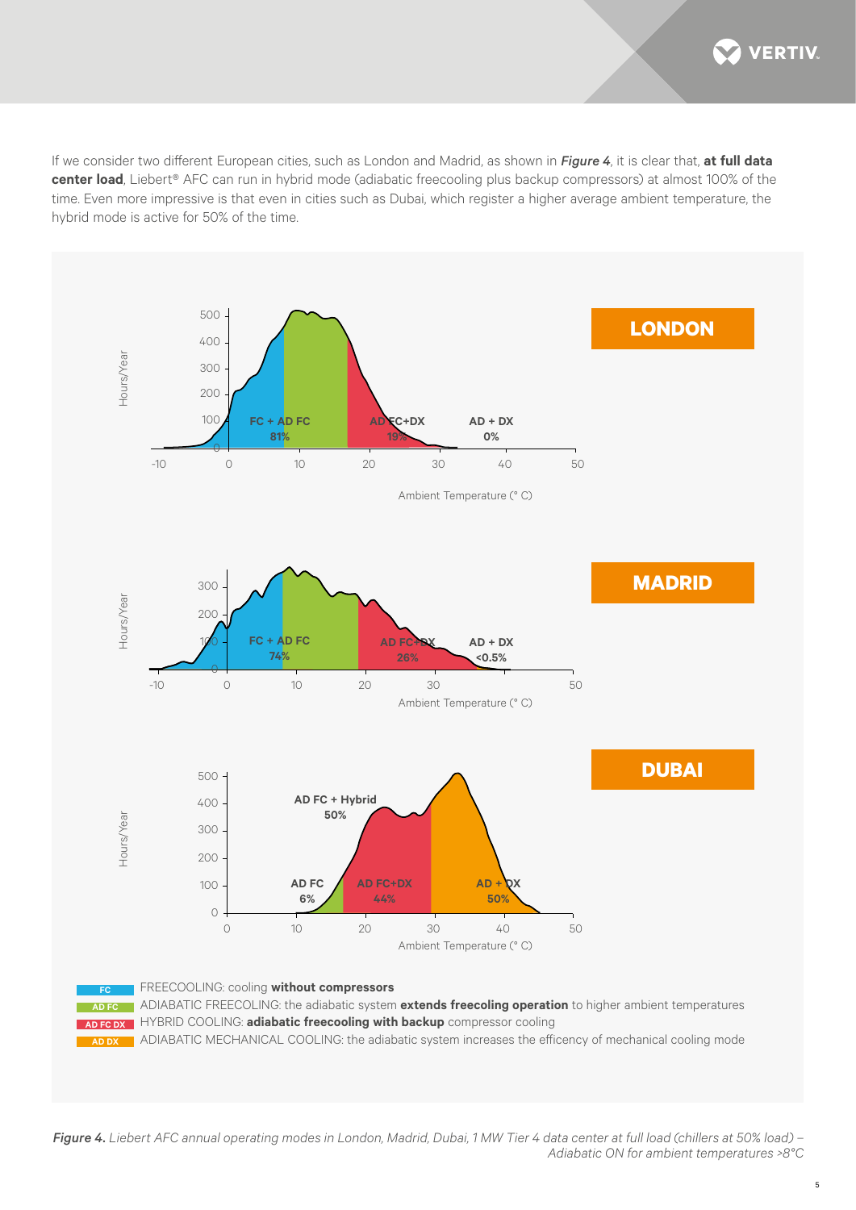If we consider two different European cities, such as London and Madrid, as shown in ***Figure 4***, it is clear that, **at full data center load**, Liebert® AFC can run in hybrid mode (adiabatic freecooling plus backup compressors) at almost 100% of the time. Even more impressive is that even in cities such as Dubai, which register a higher average ambient temperature, the hybrid mode is active for 50% of the time.

**LONDON**

- FC + AD FC: 81%
- AD FC+DX: 19%
- AD + DX: 0%

**MADRID**

- FC + AD FC: 74%
- AD FC+DX: 26%
- AD + DX: <0.5%

**DUBAI**

- AD FC: 6%
- AD FC+DX: 44%
- AD FC + Hybrid: 50%
- AD + DX: 50%

- **FC** — FREECOOLING: cooling **without compressors**
- **AD FC** — ADIABATIC FREECOOLING: the adiabatic system **extends freecoling operation** to higher ambient temperatures
- **AD FC DX** — HYBRID COOLING: **adiabatic freecooling with backup** compressor cooling
- **AD DX** — ADIABATIC MECHANICAL COOLING: the adiabatic system increases the efficency of mechanical cooling mode

***Figure 4.*** *Liebert AFC annual operating modes in London, Madrid, Dubai, 1 MW Tier 4 data center at full load (chillers at 50% load) – Adiabatic ON for ambient temperatures >8°C*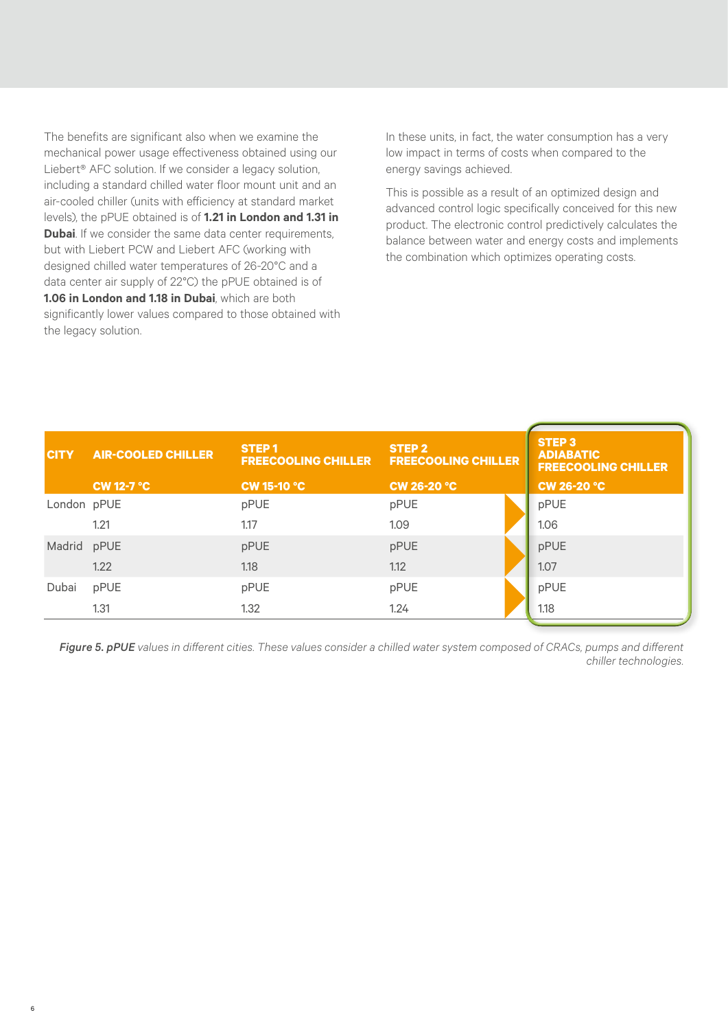The benefits are significant also when we examine the mechanical power usage effectiveness obtained using our Liebert® AFC solution. If we consider a legacy solution, including a standard chilled water floor mount unit and an air-cooled chiller (units with efficiency at standard market levels), the pPUE obtained is of **1.21 in London and 1.31 in Dubai**. If we consider the same data center requirements, but with Liebert PCW and Liebert AFC (working with designed chilled water temperatures of 26-20°C and a data center air supply of 22°C) the pPUE obtained is of **1.06 in London and 1.18 in Dubai**, which are both significantly lower values compared to those obtained with the legacy solution.

In these units, in fact, the water consumption has a very low impact in terms of costs when compared to the energy savings achieved.

This is possible as a result of an optimized design and advanced control logic specifically conceived for this new product. The electronic control predictively calculates the balance between water and energy costs and implements the combination which optimizes operating costs.

| CITY | AIR-COOLED CHILLER | STEP 1 FREECOOLING CHILLER | STEP 2 FREECOOLING CHILLER | STEP 3 ADIABATIC FREECOOLING CHILLER |
|---|---|---|---|---|
| | CW 12-7 °C | CW 15-10 °C | CW 26-20 °C | CW 26-20 °C |
| London | pPUE 1.21 | pPUE 1.17 | pPUE 1.09 | pPUE 1.06 |
| Madrid | pPUE 1.22 | pPUE 1.18 | pPUE 1.12 | pPUE 1.07 |
| Dubai | pPUE 1.31 | pPUE 1.32 | pPUE 1.24 | pPUE 1.18 |

***Figure 5. pPUE*** *values in different cities. These values consider a chilled water system composed of CRACs, pumps and different chiller technologies.*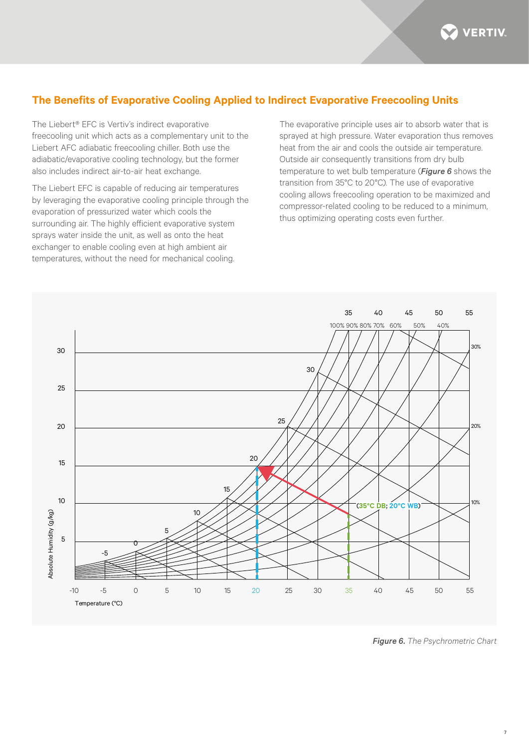## The Benefits of Evaporative Cooling Applied to Indirect Evaporative Freecooling Units

The Liebert® EFC is Vertiv's indirect evaporative freecooling unit which acts as a complementary unit to the Liebert AFC adiabatic freecooling chiller. Both use the adiabatic/evaporative cooling technology, but the former also includes indirect air-to-air heat exchange.

The Liebert EFC is capable of reducing air temperatures by leveraging the evaporative cooling principle through the evaporation of pressurized water which cools the surrounding air. The highly efficient evaporative system sprays water inside the unit, as well as onto the heat exchanger to enable cooling even at high ambient air temperatures, without the need for mechanical cooling.

The evaporative principle uses air to absorb water that is sprayed at high pressure. Water evaporation thus removes heat from the air and cools the outside air temperature. Outside air consequently transitions from dry bulb temperature to wet bulb temperature (***Figure 6*** shows the transition from 35°C to 20°C). The use of evaporative cooling allows freecooling operation to be maximized and compressor-related cooling to be reduced to a minimum, thus optimizing operating costs even further.

***Figure 6.*** *The Psychrometric Chart*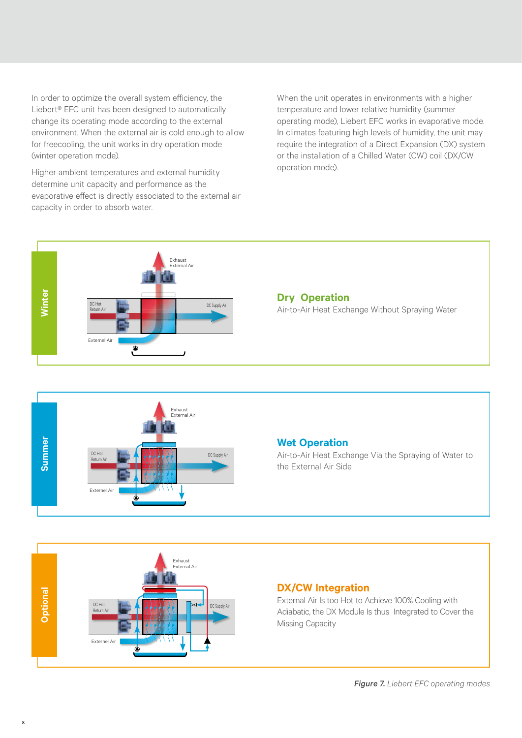In order to optimize the overall system efficiency, the Liebert® EFC unit has been designed to automatically change its operating mode according to the external environment. When the external air is cold enough to allow for freecooling, the unit works in dry operation mode (winter operation mode).

Higher ambient temperatures and external humidity determine unit capacity and performance as the evaporative effect is directly associated to the external air capacity in order to absorb water.

When the unit operates in environments with a higher temperature and lower relative humidity (summer operating mode), Liebert EFC works in evaporative mode. In climates featuring high levels of humidity, the unit may require the integration of a Direct Expansion (DX) system or the installation of a Chilled Water (CW) coil (DX/CW operation mode).

**Winter**

Exhaust External Air

DC Hot Return Air

DC Supply Air

Externel Air

## Dry Operation

Air-to-Air Heat Exchange Without Spraying Water

**Summer**

Exhaust External Air

DC Hot Return Air

DC Supply Air

Externel Air

## Wet Operation

Air-to-Air Heat Exchange Via the Spraying of Water to the External Air Side

**Optional**

Exhaust External Air

DC Hot Return Air

DC Supply Air

External Air

## DX/CW Integration

External Air Is too Hot to Achieve 100% Cooling with Adiabatic, the DX Module Is thus Integrated to Cover the Missing Capacity

***Figure 7.*** *Liebert EFC operating modes*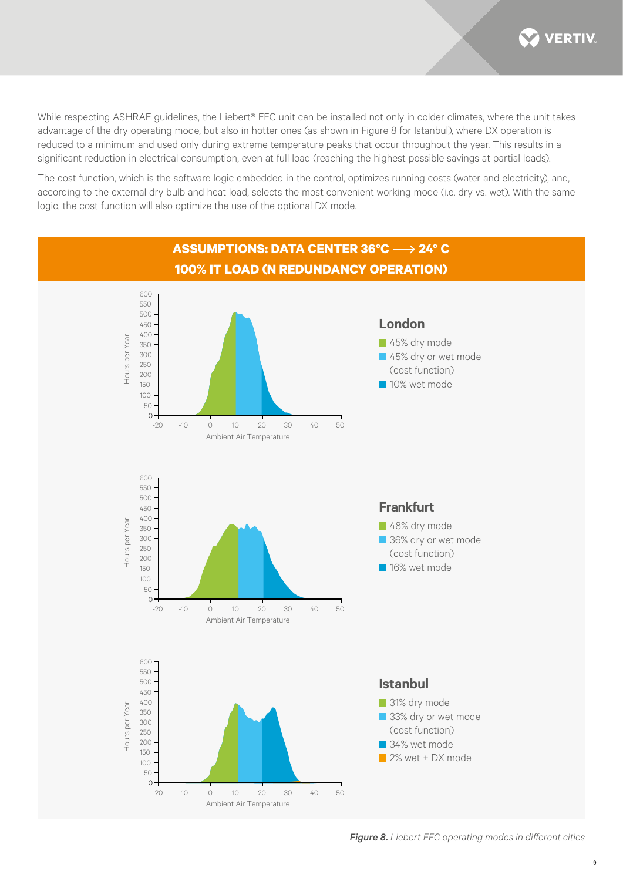While respecting ASHRAE guidelines, the Liebert® EFC unit can be installed not only in colder climates, where the unit takes advantage of the dry operating mode, but also in hotter ones (as shown in Figure 8 for Istanbul), where DX operation is reduced to a minimum and used only during extreme temperature peaks that occur throughout the year. This results in a significant reduction in electrical consumption, even at full load (reaching the highest possible savings at partial loads).

The cost function, which is the software logic embedded in the control, optimizes running costs (water and electricity), and, according to the external dry bulb and heat load, selects the most convenient working mode (i.e. dry vs. wet). With the same logic, the cost function will also optimize the use of the optional DX mode.

**ASSUMPTIONS: DATA CENTER 36°C ⟶ 24° C**
**100% IT LOAD (N REDUNDANCY OPERATION)**

**London**
- 45% dry mode
- 45% dry or wet mode (cost function)
- 10% wet mode

**Frankfurt**
- 48% dry mode
- 36% dry or wet mode (cost function)
- 16% wet mode

**Istanbul**
- 31% dry mode
- 33% dry or wet mode (cost function)
- 34% wet mode
- 2% wet + DX mode

***Figure 8.*** *Liebert EFC operating modes in different cities*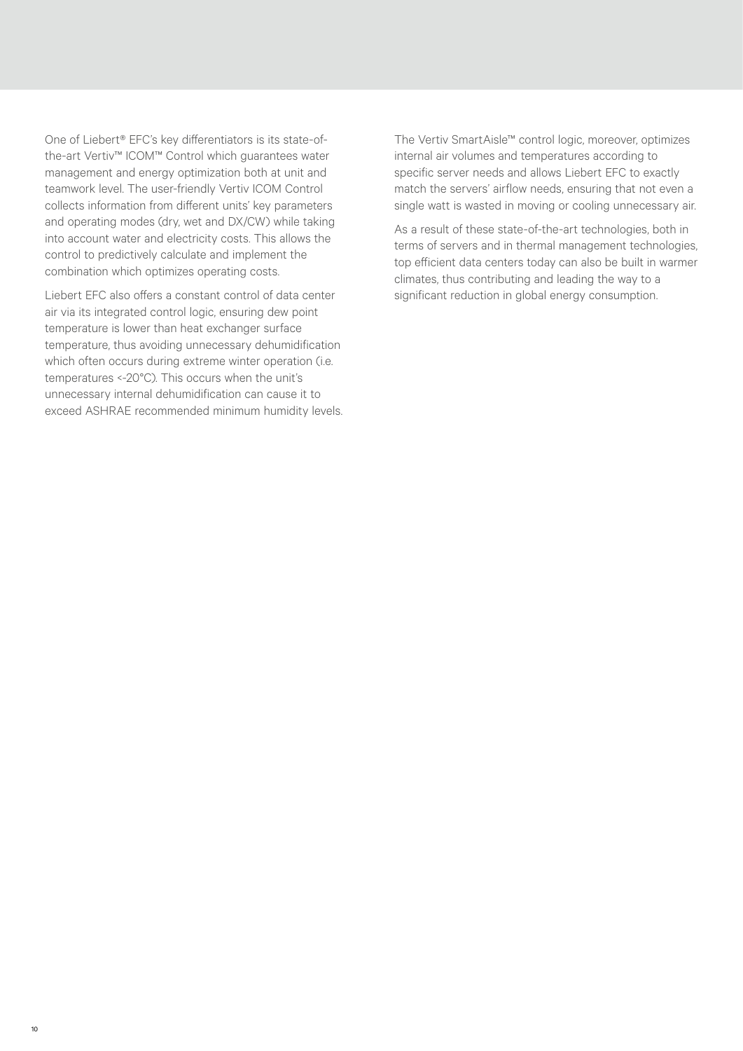One of Liebert® EFC's key differentiators is its state-of-the-art Vertiv™ ICOM™ Control which guarantees water management and energy optimization both at unit and teamwork level. The user-friendly Vertiv ICOM Control collects information from different units' key parameters and operating modes (dry, wet and DX/CW) while taking into account water and electricity costs. This allows the control to predictively calculate and implement the combination which optimizes operating costs.

Liebert EFC also offers a constant control of data center air via its integrated control logic, ensuring dew point temperature is lower than heat exchanger surface temperature, thus avoiding unnecessary dehumidification which often occurs during extreme winter operation (i.e. temperatures <-20°C). This occurs when the unit's unnecessary internal dehumidification can cause it to exceed ASHRAE recommended minimum humidity levels.

The Vertiv SmartAisle™ control logic, moreover, optimizes internal air volumes and temperatures according to specific server needs and allows Liebert EFC to exactly match the servers' airflow needs, ensuring that not even a single watt is wasted in moving or cooling unnecessary air.

As a result of these state-of-the-art technologies, both in terms of servers and in thermal management technologies, top efficient data centers today can also be built in warmer climates, thus contributing and leading the way to a significant reduction in global energy consumption.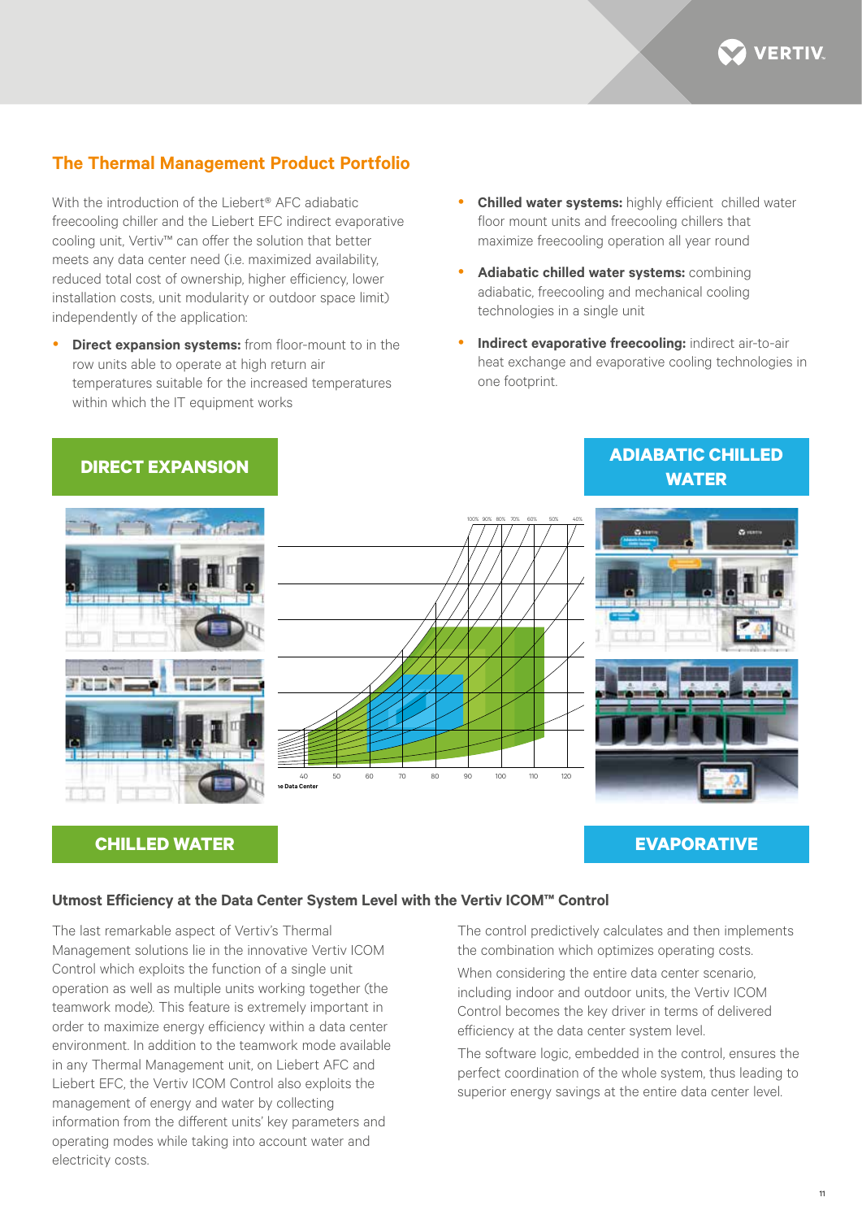## The Thermal Management Product Portfolio

With the introduction of the Liebert® AFC adiabatic freecooling chiller and the Liebert EFC indirect evaporative cooling unit, Vertiv™ can offer the solution that better meets any data center need (i.e. maximized availability, reduced total cost of ownership, higher efficiency, lower installation costs, unit modularity or outdoor space limit) independently of the application:

- **Direct expansion systems:** from floor-mount to in the row units able to operate at high return air temperatures suitable for the increased temperatures within which the IT equipment works
- **Chilled water systems:** highly efficient chilled water floor mount units and freecooling chillers that maximize freecooling operation all year round
- **Adiabatic chilled water systems:** combining adiabatic, freecooling and mechanical cooling technologies in a single unit
- **Indirect evaporative freecooling:** indirect air-to-air heat exchange and evaporative cooling technologies in one footprint.

DIRECT EXPANSION

ADIABATIC CHILLED WATER

CHILLED WATER

EVAPORATIVE

### Utmost Efficiency at the Data Center System Level with the Vertiv ICOM™ Control

The last remarkable aspect of Vertiv's Thermal Management solutions lie in the innovative Vertiv ICOM Control which exploits the function of a single unit operation as well as multiple units working together (the teamwork mode). This feature is extremely important in order to maximize energy efficiency within a data center environment. In addition to the teamwork mode available in any Thermal Management unit, on Liebert AFC and Liebert EFC, the Vertiv ICOM Control also exploits the management of energy and water by collecting information from the different units' key parameters and operating modes while taking into account water and electricity costs.

The control predictively calculates and then implements the combination which optimizes operating costs.

When considering the entire data center scenario, including indoor and outdoor units, the Vertiv ICOM Control becomes the key driver in terms of delivered efficiency at the data center system level.

The software logic, embedded in the control, ensures the perfect coordination of the whole system, thus leading to superior energy savings at the entire data center level.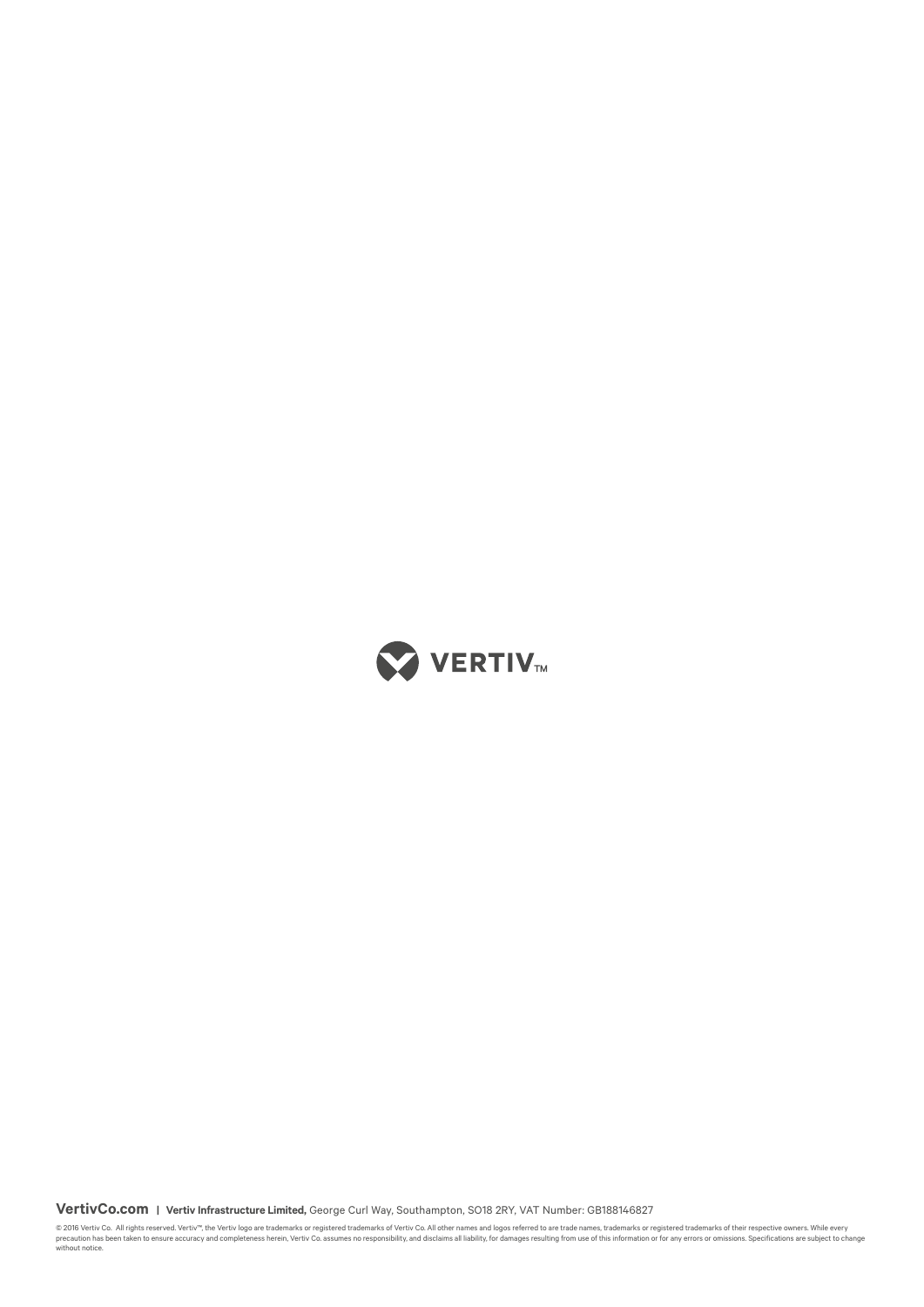VERTIV™

**VertivCo.com** | **Vertiv Infrastructure Limited,** George Curl Way, Southampton, SO18 2RY, VAT Number: GB188146827

© 2016 Vertiv Co. All rights reserved. Vertiv™, the Vertiv logo are trademarks or registered trademarks of Vertiv Co. All other names and logos referred to are trade names, trademarks or registered trademarks of their respective owners. While every precaution has been taken to ensure accuracy and completeness herein, Vertiv Co. assumes no responsibility, and disclaims all liability, for damages resulting from use of this information or for any errors or omissions. Specifications are subject to change without notice.